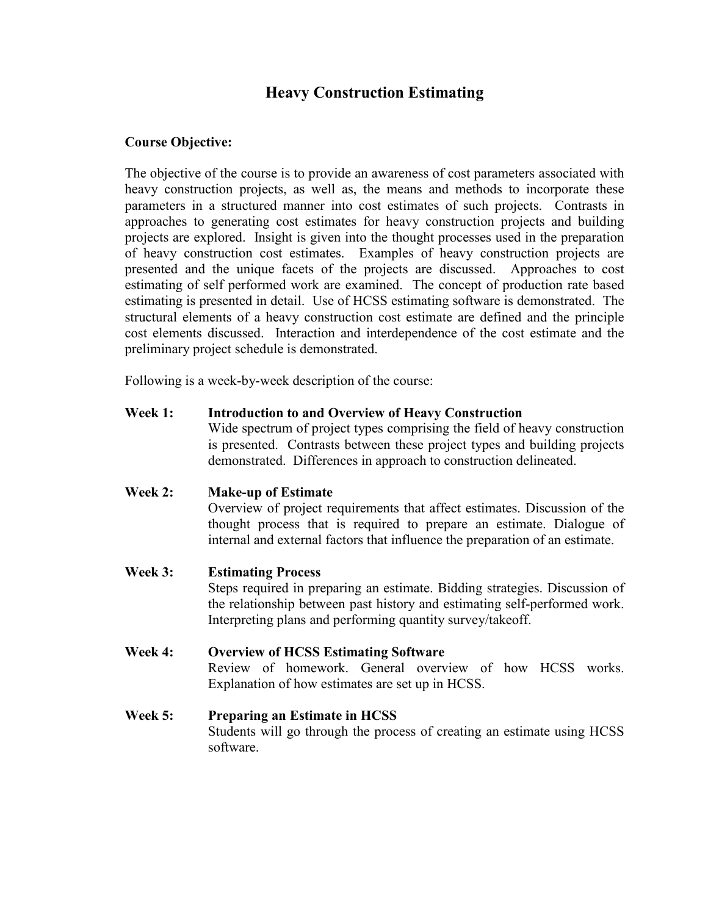# Heavy Construction Estimating

**Course Objective:**

The objective of the course is to provide an awareness of cost parameters associated with heavy construction projects, as well as, the means and methods to incorporate these parameters in a structured manner into cost estimates of such projects. Contrasts in approaches to generating cost estimates for heavy construction projects and building projects are explored. Insight is given into the thought processes used in the preparation of heavy construction cost estimates. Examples of heavy construction projects are presented and the unique facets of the projects are discussed. Approaches to cost estimating of self performed work are examined. The concept of production rate based estimating is presented in detail. Use of HCSS estimating software is demonstrated. The structural elements of a heavy construction cost estimate are defined and the principle cost elements discussed. Interaction and interdependence of the cost estimate and the preliminary project schedule is demonstrated.

Following is a week-by-week description of the course:

**Week 1: Introduction to and Overview of Heavy Construction**
Wide spectrum of project types comprising the field of heavy construction is presented. Contrasts between these project types and building projects demonstrated. Differences in approach to construction delineated.

**Week 2: Make-up of Estimate**
Overview of project requirements that affect estimates. Discussion of the thought process that is required to prepare an estimate. Dialogue of internal and external factors that influence the preparation of an estimate.

**Week 3: Estimating Process**
Steps required in preparing an estimate. Bidding strategies. Discussion of the relationship between past history and estimating self-performed work. Interpreting plans and performing quantity survey/takeoff.

**Week 4: Overview of HCSS Estimating Software**
Review of homework. General overview of how HCSS works. Explanation of how estimates are set up in HCSS.

**Week 5: Preparing an Estimate in HCSS**
Students will go through the process of creating an estimate using HCSS software.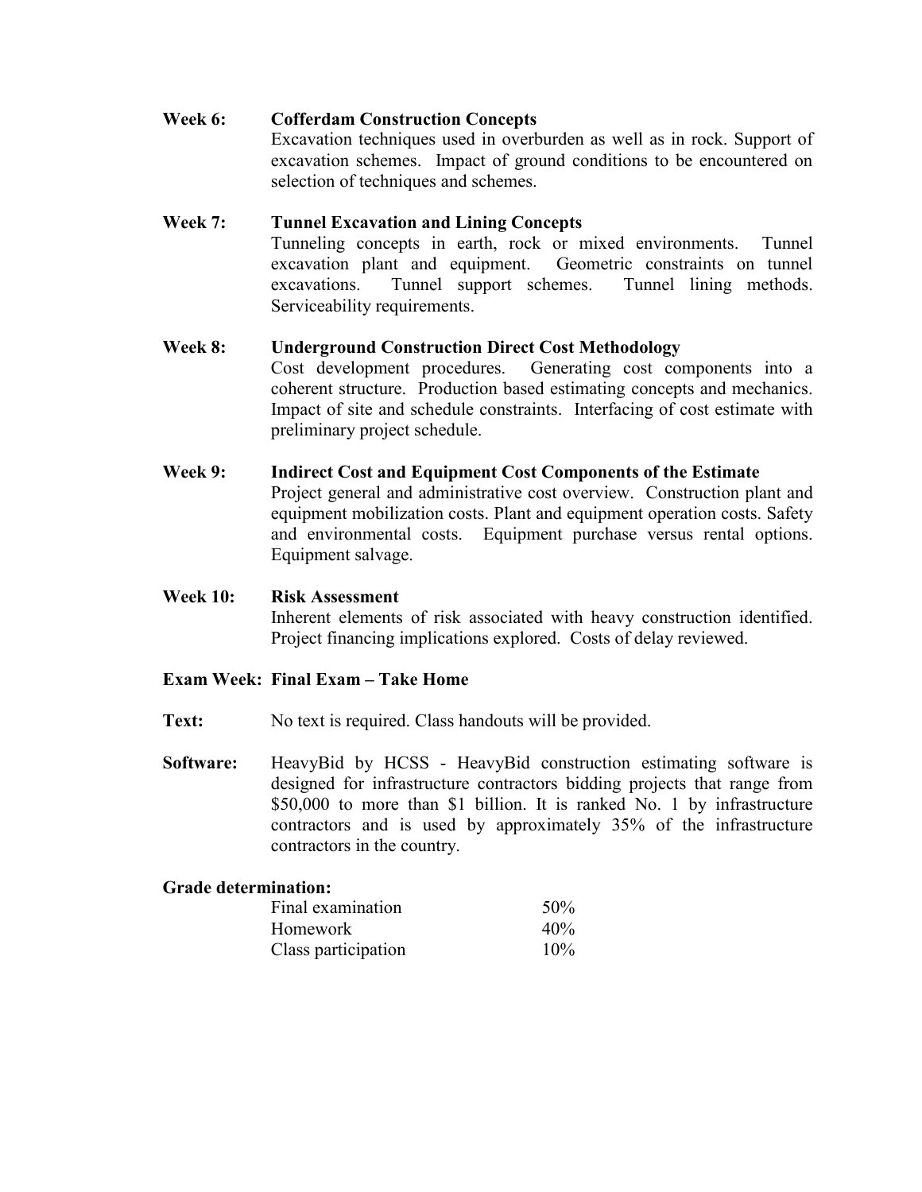**Week 6: Cofferdam Construction Concepts**
Excavation techniques used in overburden as well as in rock. Support of excavation schemes. Impact of ground conditions to be encountered on selection of techniques and schemes.

**Week 7: Tunnel Excavation and Lining Concepts**
Tunneling concepts in earth, rock or mixed environments. Tunnel excavation plant and equipment. Geometric constraints on tunnel excavations. Tunnel support schemes. Tunnel lining methods. Serviceability requirements.

**Week 8: Underground Construction Direct Cost Methodology**
Cost development procedures. Generating cost components into a coherent structure. Production based estimating concepts and mechanics. Impact of site and schedule constraints. Interfacing of cost estimate with preliminary project schedule.

**Week 9: Indirect Cost and Equipment Cost Components of the Estimate**
Project general and administrative cost overview. Construction plant and equipment mobilization costs. Plant and equipment operation costs. Safety and environmental costs. Equipment purchase versus rental options. Equipment salvage.

**Week 10: Risk Assessment**
Inherent elements of risk associated with heavy construction identified. Project financing implications explored. Costs of delay reviewed.

**Exam Week: Final Exam – Take Home**

**Text:** No text is required. Class handouts will be provided.

**Software:** HeavyBid by HCSS - HeavyBid construction estimating software is designed for infrastructure contractors bidding projects that range from $50,000 to more than $1 billion. It is ranked No. 1 by infrastructure contractors and is used by approximately 35% of the infrastructure contractors in the country.

**Grade determination:**

| | |
|---|---|
| Final examination | 50% |
| Homework | 40% |
| Class participation | 10% |